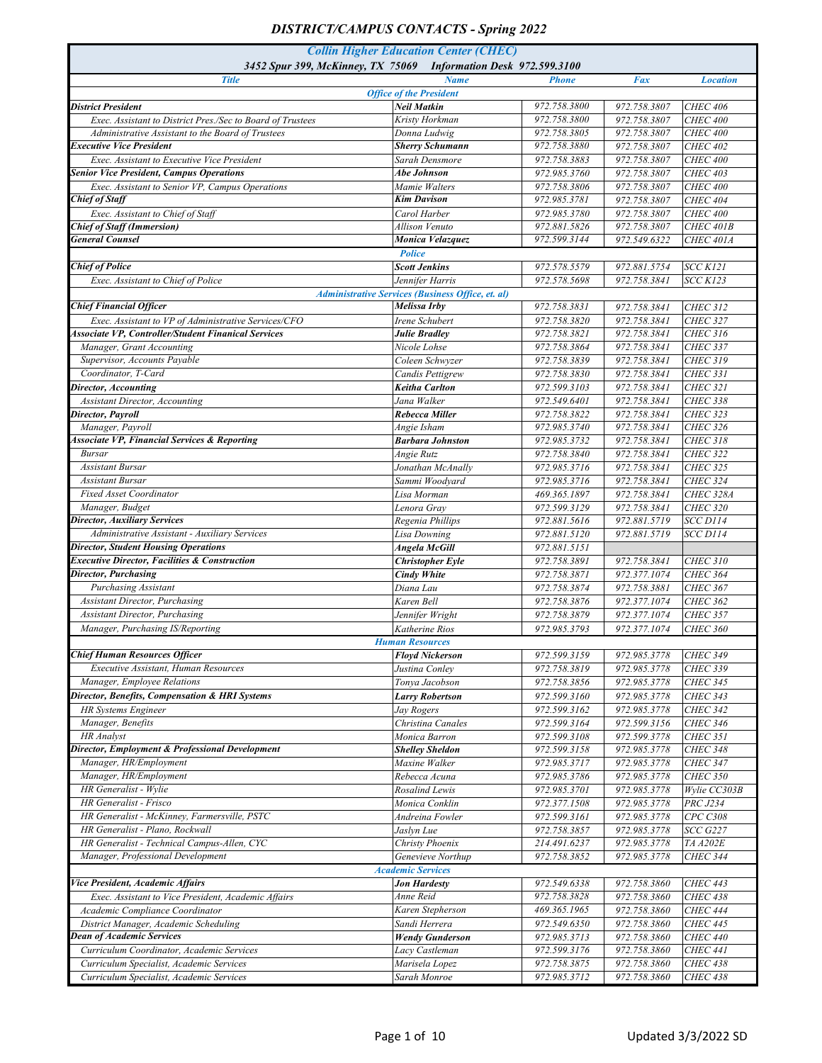# DISTRICT/CAMPUS CONTACTS - Spring 2022

## Collin Higher Education Center (CHEC)

3452 Spur 399, McKinney, TX 75069 Information Desk 972.599.3100

| Title | Name | Phone | Fax | Location |
|---|---|---|---|---|
| **Office of the President** | | | | |
| **District President** | **Neil Matkin** | 972.758.3800 | 972.758.3807 | CHEC 406 |
| Exec. Assistant to District Pres./Sec to Board of Trustees | Kristy Horkman | 972.758.3800 | 972.758.3807 | CHEC 400 |
| Administrative Assistant to the Board of Trustees | Donna Ludwig | 972.758.3805 | 972.758.3807 | CHEC 400 |
| **Executive Vice President** | **Sherry Schumann** | 972.758.3880 | 972.758.3807 | CHEC 402 |
| Exec. Assistant to Executive Vice President | Sarah Densmore | 972.758.3883 | 972.758.3807 | CHEC 400 |
| **Senior Vice President, Campus Operations** | **Abe Johnson** | 972.985.3760 | 972.758.3807 | CHEC 403 |
| Exec. Assistant to Senior VP, Campus Operations | Mamie Walters | 972.758.3806 | 972.758.3807 | CHEC 400 |
| **Chief of Staff** | **Kim Davison** | 972.985.3781 | 972.758.3807 | CHEC 404 |
| Exec. Assistant to Chief of Staff | Carol Harber | 972.985.3780 | 972.758.3807 | CHEC 400 |
| **Chief of Staff (Immersion)** | Allison Venuto | 972.881.5826 | 972.758.3807 | CHEC 401B |
| **General Counsel** | **Monica Velazquez** | 972.599.3144 | 972.549.6322 | CHEC 401A |
| **Police** | | | | |
| **Chief of Police** | **Scott Jenkins** | 972.578.5579 | 972.881.5754 | SCC K121 |
| Exec. Assistant to Chief of Police | Jennifer Harris | 972.578.5698 | 972.758.3841 | SCC K123 |
| **Administrative Services (Business Office, et. al)** | | | | |
| **Chief Financial Officer** | **Melissa Irby** | 972.758.3831 | 972.758.3841 | CHEC 312 |
| Exec. Assistant to VP of Administrative Services/CFO | Irene Schubert | 972.758.3820 | 972.758.3841 | CHEC 327 |
| **Associate VP, Controller/Student Finanical Services** | **Julie Bradley** | 972.758.3821 | 972.758.3841 | CHEC 316 |
| Manager, Grant Accounting | Nicole Lohse | 972.758.3864 | 972.758.3841 | CHEC 337 |
| Supervisor, Accounts Payable | Coleen Schwyzer | 972.758.3839 | 972.758.3841 | CHEC 319 |
| Coordinator, T-Card | Candis Pettigrew | 972.758.3830 | 972.758.3841 | CHEC 331 |
| **Director, Accounting** | **Keitha Carlton** | 972.599.3103 | 972.758.3841 | CHEC 321 |
| Assistant Director, Accounting | Jana Walker | 972.549.6401 | 972.758.3841 | CHEC 338 |
| **Director, Payroll** | **Rebecca Miller** | 972.758.3822 | 972.758.3841 | CHEC 323 |
| Manager, Payroll | Angie Isham | 972.985.3740 | 972.758.3841 | CHEC 326 |
| **Associate VP, Financial Services & Reporting** | **Barbara Johnston** | 972.985.3732 | 972.758.3841 | CHEC 318 |
| Bursar | Angie Rutz | 972.758.3840 | 972.758.3841 | CHEC 322 |
| Assistant Bursar | Jonathan McAnally | 972.985.3716 | 972.758.3841 | CHEC 325 |
| Assistant Bursar | Sammi Woodyard | 972.985.3716 | 972.758.3841 | CHEC 324 |
| Fixed Asset Coordinator | Lisa Morman | 469.365.1897 | 972.758.3841 | CHEC 328A |
| Manager, Budget | Lenora Gray | 972.599.3129 | 972.758.3841 | CHEC 320 |
| **Director, Auxiliary Services** | Regenia Phillips | 972.881.5616 | 972.881.5719 | SCC D114 |
| Administrative Assistant - Auxiliary Services | Lisa Downing | 972.881.5120 | 972.881.5719 | SCC D114 |
| **Director, Student Housing Operations** | **Angela McGill** | 972.881.5151 | | |
| **Executive Director, Facilities & Construction** | **Christopher Eyle** | 972.758.3891 | 972.758.3841 | CHEC 310 |
| **Director, Purchasing** | **Cindy White** | 972.758.3871 | 972.377.1074 | CHEC 364 |
| Purchasing Assistant | Diana Lau | 972.758.3874 | 972.758.3881 | CHEC 367 |
| Assistant Director, Purchasing | Karen Bell | 972.758.3876 | 972.377.1074 | CHEC 362 |
| Assistant Director, Purchasing | Jennifer Wright | 972.758.3879 | 972.377.1074 | CHEC 357 |
| Manager, Purchasing IS/Reporting | Katherine Rios | 972.985.3793 | 972.377.1074 | CHEC 360 |
| **Human Resources** | | | | |
| **Chief Human Resources Officer** | **Floyd Nickerson** | 972.599.3159 | 972.985.3778 | CHEC 349 |
| Executive Assistant, Human Resources | Justina Conley | 972.758.3819 | 972.985.3778 | CHEC 339 |
| Manager, Employee Relations | Tonya Jacobson | 972.758.3856 | 972.985.3778 | CHEC 345 |
| **Director, Benefits, Compensation & HRI Systems** | **Larry Robertson** | 972.599.3160 | 972.985.3778 | CHEC 343 |
| HR Systems Engineer | Jay Rogers | 972.599.3162 | 972.985.3778 | CHEC 342 |
| Manager, Benefits | Christina Canales | 972.599.3164 | 972.599.3156 | CHEC 346 |
| HR Analyst | Monica Barron | 972.599.3108 | 972.599.3778 | CHEC 351 |
| **Director, Employment & Professional Development** | **Shelley Sheldon** | 972.599.3158 | 972.985.3778 | CHEC 348 |
| Manager, HR/Employment | Maxine Walker | 972.985.3717 | 972.985.3778 | CHEC 347 |
| Manager, HR/Employment | Rebecca Acuna | 972.985.3786 | 972.985.3778 | CHEC 350 |
| HR Generalist - Wylie | Rosalind Lewis | 972.985.3701 | 972.985.3778 | Wylie CC303B |
| HR Generalist - Frisco | Monica Conklin | 972.377.1508 | 972.985.3778 | PRC J234 |
| HR Generalist - McKinney, Farmersville, PSTC | Andreina Fowler | 972.599.3161 | 972.985.3778 | CPC C308 |
| HR Generalist - Plano, Rockwall | Jaslyn Lue | 972.758.3857 | 972.985.3778 | SCC G227 |
| HR Generalist - Technical Campus-Allen, CYC | Christy Phoenix | 214.491.6237 | 972.985.3778 | TA A202E |
| Manager, Professional Development | Genevieve Northup | 972.758.3852 | 972.985.3778 | CHEC 344 |
| **Academic Services** | | | | |
| **Vice President, Academic Affairs** | **Jon Hardesty** | 972.549.6338 | 972.758.3860 | CHEC 443 |
| Exec. Assistant to Vice President, Academic Affairs | Anne Reid | 972.758.3828 | 972.758.3860 | CHEC 438 |
| Academic Compliance Coordinator | Karen Stepherson | 469.365.1965 | 972.758.3860 | CHEC 444 |
| District Manager, Academic Scheduling | Sandi Herrera | 972.549.6350 | 972.758.3860 | CHEC 445 |
| **Dean of Academic Services** | **Wendy Gunderson** | 972.985.3713 | 972.758.3860 | CHEC 440 |
| Curriculum Coordinator, Academic Services | Lacy Castleman | 972.599.3176 | 972.758.3860 | CHEC 441 |
| Curriculum Specialist, Academic Services | Marisela Lopez | 972.758.3875 | 972.758.3860 | CHEC 438 |
| Curriculum Specialist, Academic Services | Sarah Monroe | 972.985.3712 | 972.758.3860 | CHEC 438 |

Updated 3/3/2022 SD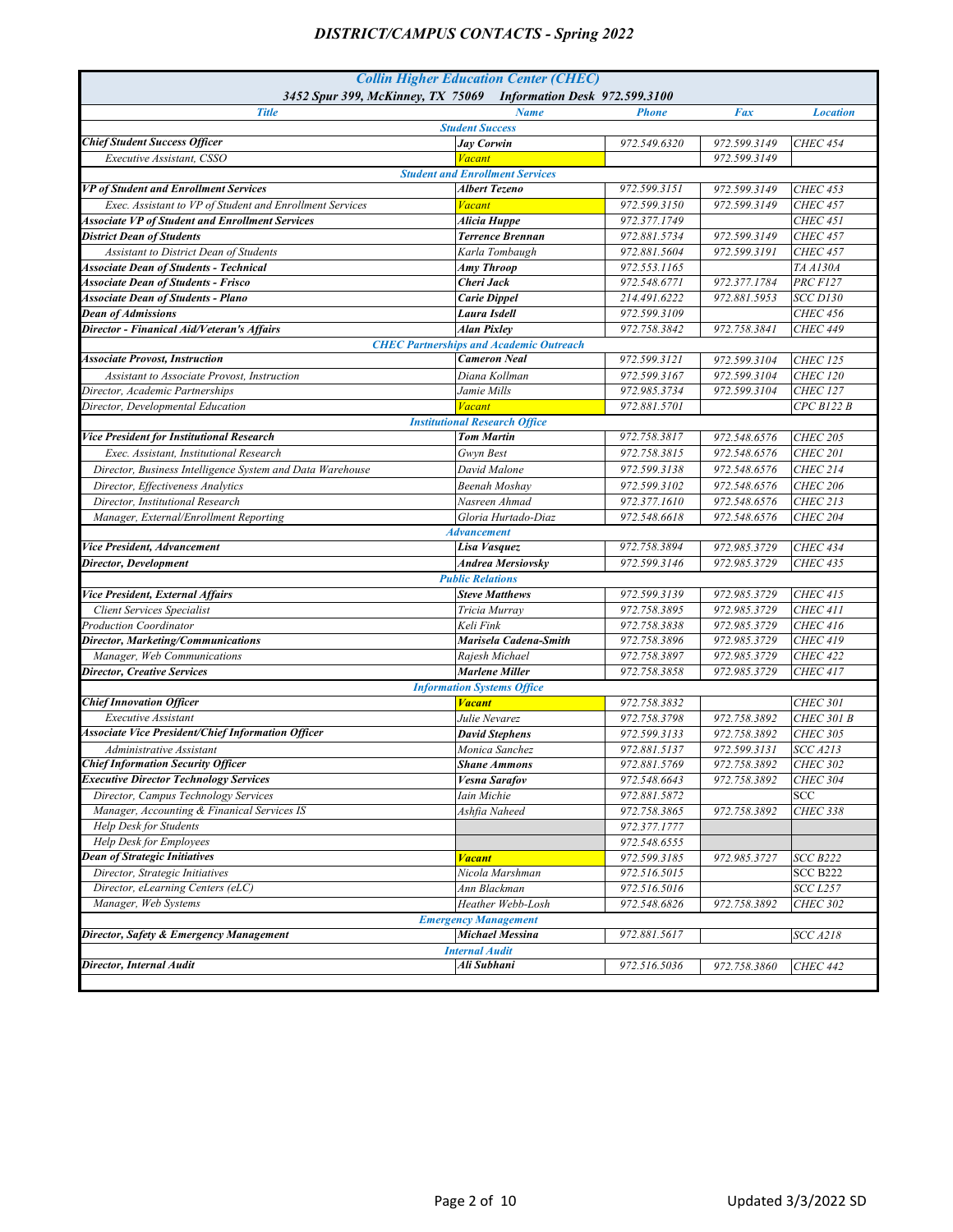# DISTRICT/CAMPUS CONTACTS - Spring 2022

## Collin Higher Education Center (CHEC)

**3452 Spur 399, McKinney, TX 75069    Information Desk 972.599.3100**

| Title | Name | Phone | Fax | Location |
|---|---|---|---|---|
| **Student Success** | | | | |
| **Chief Student Success Officer** | **Jay Corwin** | 972.549.6320 | 972.599.3149 | CHEC 454 |
| Executive Assistant, CSSO | Vacant | | 972.599.3149 | |
| **Student and Enrollment Services** | | | | |
| **VP of Student and Enrollment Services** | **Albert Tezeno** | 972.599.3151 | 972.599.3149 | CHEC 453 |
| Exec. Assistant to VP of Student and Enrollment Services | Vacant | 972.599.3150 | 972.599.3149 | CHEC 457 |
| **Associate VP of Student and Enrollment Services** | **Alicia Huppe** | 972.377.1749 | | CHEC 451 |
| **District Dean of Students** | **Terrence Brennan** | 972.881.5734 | 972.599.3149 | CHEC 457 |
| Assistant to District Dean of Students | Karla Tombaugh | 972.881.5604 | 972.599.3191 | CHEC 457 |
| **Associate Dean of Students - Technical** | **Amy Throop** | 972.553.1165 | | TA A130A |
| **Associate Dean of Students - Frisco** | **Cheri Jack** | 972.548.6771 | 972.377.1784 | PRC F127 |
| **Associate Dean of Students - Plano** | **Carie Dippel** | 214.491.6222 | 972.881.5953 | SCC D130 |
| **Dean of Admissions** | **Laura Isdell** | 972.599.3109 | | CHEC 456 |
| **Director - Finanical Aid/Veteran's Affairs** | **Alan Pixley** | 972.758.3842 | 972.758.3841 | CHEC 449 |
| **CHEC Partnerships and Academic Outreach** | | | | |
| **Associate Provost, Instruction** | **Cameron Neal** | 972.599.3121 | 972.599.3104 | CHEC 125 |
| Assistant to Associate Provost, Instruction | Diana Kollman | 972.599.3167 | 972.599.3104 | CHEC 120 |
| Director, Academic Partnerships | Jamie Mills | 972.985.3734 | 972.599.3104 | CHEC 127 |
| Director, Developmental Education | Vacant | 972.881.5701 | | CPC B122 B |
| **Institutional Research Office** | | | | |
| **Vice President for Institutional Research** | **Tom Martin** | 972.758.3817 | 972.548.6576 | CHEC 205 |
| Exec. Assistant, Institutional Research | Gwyn Best | 972.758.3815 | 972.548.6576 | CHEC 201 |
| Director, Business Intelligence System and Data Warehouse | David Malone | 972.599.3138 | 972.548.6576 | CHEC 214 |
| Director, Effectiveness Analytics | Beenah Moshay | 972.599.3102 | 972.548.6576 | CHEC 206 |
| Director, Institutional Research | Nasreen Ahmad | 972.377.1610 | 972.548.6576 | CHEC 213 |
| Manager, External/Enrollment Reporting | Gloria Hurtado-Diaz | 972.548.6618 | 972.548.6576 | CHEC 204 |
| **Advancement** | | | | |
| **Vice President, Advancement** | **Lisa Vasquez** | 972.758.3894 | 972.985.3729 | CHEC 434 |
| **Director, Development** | **Andrea Mersiovsky** | 972.599.3146 | 972.985.3729 | CHEC 435 |
| **Public Relations** | | | | |
| **Vice President, External Affairs** | **Steve Matthews** | 972.599.3139 | 972.985.3729 | CHEC 415 |
| Client Services Specialist | Tricia Murray | 972.758.3895 | 972.985.3729 | CHEC 411 |
| Production Coordinator | Keli Fink | 972.758.3838 | 972.985.3729 | CHEC 416 |
| **Director, Marketing/Communications** | **Marisela Cadena-Smith** | 972.758.3896 | 972.985.3729 | CHEC 419 |
| Manager, Web Communications | Rajesh Michael | 972.758.3897 | 972.985.3729 | CHEC 422 |
| **Director, Creative Services** | **Marlene Miller** | 972.758.3858 | 972.985.3729 | CHEC 417 |
| **Information Systems Office** | | | | |
| **Chief Innovation Officer** | **Vacant** | 972.758.3832 | | CHEC 301 |
| Executive Assistant | Julie Nevarez | 972.758.3798 | 972.758.3892 | CHEC 301 B |
| **Associate Vice President/Chief Information Officer** | **David Stephens** | 972.599.3133 | 972.758.3892 | CHEC 305 |
| Administrative Assistant | Monica Sanchez | 972.881.5137 | 972.599.3131 | SCC A213 |
| **Chief Information Security Officer** | **Shane Ammons** | 972.881.5769 | 972.758.3892 | CHEC 302 |
| **Executive Director Technology Services** | **Vesna Sarafov** | 972.548.6643 | 972.758.3892 | CHEC 304 |
| Director, Campus Technology Services | Iain Michie | 972.881.5872 | | SCC |
| Manager, Accounting & Finanical Services IS | Ashfia Naheed | 972.758.3865 | 972.758.3892 | CHEC 338 |
| Help Desk for Students | | 972.377.1777 | | |
| Help Desk for Employees | | 972.548.6555 | | |
| **Dean of Strategic Initiatives** | **Vacant** | 972.599.3185 | 972.985.3727 | SCC B222 |
| Director, Strategic Initiatives | Nicola Marshman | 972.516.5015 | | SCC B222 |
| Director, eLearning Centers (eLC) | Ann Blackman | 972.516.5016 | | SCC L257 |
| Manager, Web Systems | Heather Webb-Losh | 972.548.6826 | 972.758.3892 | CHEC 302 |
| **Emergency Management** | | | | |
| **Director, Safety & Emergency Management** | **Michael Messina** | 972.881.5617 | | SCC A218 |
| **Internal Audit** | | | | |
| **Director, Internal Audit** | **Ali Subhani** | 972.516.5036 | 972.758.3860 | CHEC 442 |

Updated 3/3/2022 SD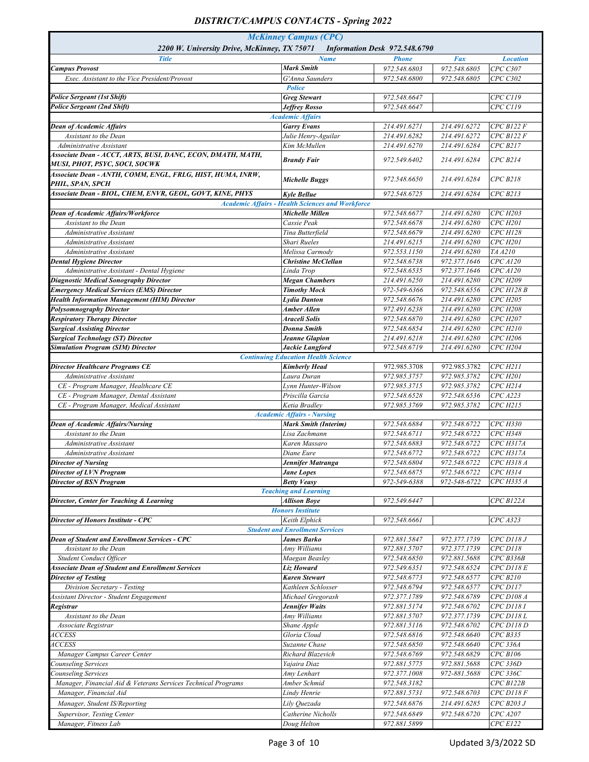# DISTRICT/CAMPUS CONTACTS - Spring 2022

## McKinney Campus (CPC)

2200 W. University Drive, McKinney, TX 75071 — Information Desk 972.548.6790

| Title | Name | Phone | Fax | Location |
|---|---|---|---|---|
| **Campus Provost** | **Mark Smith** | 972.548.6803 | 972.548.6805 | CPC C307 |
| Exec. Assistant to the Vice President/Provost | G'Anna Saunders | 972.548.6800 | 972.548.6805 | CPC C302 |
| | **Police** | | | |
| **Police Sergeant (1st Shift)** | **Greg Stewart** | 972.548.6647 | | CPC C119 |
| **Police Sergeant (2nd Shift)** | **Jeffrey Rosso** | 972.548.6647 | | CPC C119 |
| | **Academic Affairs** | | | |
| **Dean of Academic Affairs** | **Garry Evans** | 214.491.6271 | 214.491.6272 | CPC B122 F |
| Assistant to the Dean | Julie Henry-Aguilar | 214.491.6282 | 214.491.6272 | CPC B122 F |
| Administrative Assistant | Kim McMullen | 214.491.6270 | 214.491.6284 | CPC B217 |
| **Associate Dean - ACCT, ARTS, BUSI, DANC, ECON, DMATH, MATH, MUSI, PHOT, PSYC, SOCI, SOCWK** | **Brandy Fair** | 972.549.6402 | 214.491.6284 | CPC B214 |
| **Associate Dean - ANTH, COMM, ENGL, FRLG, HIST, HUMA, INRW, PHIL, SPAN, SPCH** | **Michelle Buggs** | 972.548.6650 | 214.491.6284 | CPC B218 |
| **Associate Dean - BIOL, CHEM, ENVR, GEOL, GOVT, KINE, PHYS** | **Kyle Bellue** | 972.548.6725 | 214.491.6284 | CPC B213 |
| | **Academic Affairs - Health Sciences and Workforce** | | | |
| **Dean of Academic Affairs/Workforce** | **Michelle Millen** | 972.548.6677 | 214.491.6280 | CPC H203 |
| Assistant to the Dean | Cassie Peak | 972.548.6678 | 214.491.6280 | CPC H201 |
| Administrative Assistant | Tina Butterfield | 972.548.6679 | 214.491.6280 | CPC H128 |
| Administrative Assistant | Shari Rueles | 214.491.6215 | 214.491.6280 | CPC H201 |
| Administrative Assistant | Melissa Carmody | 972.553.1150 | 214.491.6280 | TA A210 |
| **Dental Hygiene Director** | **Christine McClellan** | 972.548.6738 | 972.377.1646 | CPC A120 |
| Administrative Assistant - Dental Hygiene | Linda Trop | 972.548.6535 | 972.377.1646 | CPC A120 |
| **Diagnostic Medical Sonography Director** | **Megan Chambers** | 214.491.6250 | 214.491.6280 | CPC H209 |
| **Emergency Medical Services (EMS) Director** | **Timothy Mock** | 972-549-6366 | 972.548.6556 | CPC H128 B |
| **Health Information Management (HIM) Director** | **Lydia Danton** | 972.548.6676 | 214.491.6280 | CPC H205 |
| **Polysomnography Director** | **Amber Allen** | 972.491.6238 | 214.491.6280 | CPC H208 |
| **Respiratory Therapy Director** | **Araceli Solis** | 972.548.6870 | 214.491.6280 | CPC H207 |
| **Surgical Assisting Director** | **Donna Smith** | 972.548.6854 | 214.491.6280 | CPC H210 |
| **Surgical Technology (ST) Director** | **Jeanne Glapion** | 214.491.6218 | 214.491.6280 | CPC H206 |
| **Simulation Program (SIM) Director** | **Jackie Langford** | 972.548.6719 | 214.491.6280 | CPC H204 |
| | **Continuing Education Health Science** | | | |
| **Director Healthcare Programs CE** | **Kimberly Head** | 972.985.3708 | 972.985.3782 | CPC H211 |
| Administrative Assistant | Laura Duran | 972.985.3757 | 972.985.3782 | CPC H201 |
| CE - Program Manager, Healthcare CE | Lynn Hunter-Wilson | 972.985.3715 | 972.985.3782 | CPC H214 |
| CE - Program Manager, Dental Assistant | Priscilla Garcia | 972.548.6528 | 972.548.6536 | CPC A223 |
| CE - Program Manager, Medical Assistant | Ketia Bradley | 972.985.3769 | 972.985.3782 | CPC H215 |
| | **Academic Affairs - Nursing** | | | |
| **Dean of Academic Affairs/Nursing** | **Mark Smith (Interim)** | 972.548.6884 | 972.548.6722 | CPC H330 |
| Assistant to the Dean | Lisa Zachmann | 972.548.6711 | 972.548.6722 | CPC H348 |
| Administrative Assistant | Karen Massaro | 972.548.6883 | 972.548.6722 | CPC H317A |
| Administrative Assistant | Diane Eure | 972.548.6772 | 972.548.6722 | CPC H317A |
| **Director of Nursing** | **Jennifer Matranga** | 972.548.6804 | 972.548.6722 | CPC H318 A |
| **Director of LVN Program** | **Jane Lopes** | 972.548.6875 | 972.548.6722 | CPC H314 |
| **Director of BSN Program** | **Betty Veasy** | 972-549-6388 | 972-548-6722 | CPC H335 A |
| | **Teaching and Learning** | | | |
| **Director, Center for Teaching & Learning** | **Allison Boye** | 972.549.6447 | | CPC B122A |
| | **Honors Institute** | | | |
| **Director of Honors Institute - CPC** | Keith Elphick | 972.548.6661 | | CPC A323 |
| | **Student and Enrollment Services** | | | |
| **Dean of Student and Enrollment Services - CPC** | **James Barko** | 972.881.5847 | 972.377.1739 | CPC D118 J |
| Assistant to the Dean | Amy Williams | 972.881.5707 | 972.377.1739 | CPC D118 |
| Student Conduct Officer | Maegan Beasley | 972.548.6850 | 972.881.5688 | CPC B336B |
| **Associate Dean of Student and Enrollment Services** | **Liz Howard** | 972.549.6351 | 972.548.6524 | CPC D118 E |
| **Director of Testing** | **Karen Stewart** | 972.548.6773 | 972.548.6577 | CPC B210 |
| Division Secretary - Testing | Kathleen Schlosser | 972.548.6794 | 972.548.6577 | CPC D117 |
| Assistant Director - Student Engagement | Michael Gregorash | 972.377.1789 | 972.548.6789 | CPC D108 A |
| **Registrar** | **Jennifer Waits** | 972.881.5174 | 972.548.6702 | CPC D118 I |
| Assistant to the Dean | Amy Williams | 972.881.5707 | 972.377.1739 | CPC D118 L |
| Associate Registrar | Shane Apple | 972.881.5116 | 972.548.6702 | CPC D118 D |
| ACCESS | Gloria Cloud | 972.548.6816 | 972.548.6640 | CPC B335 |
| ACCESS | Suzanne Chase | 972.548.6850 | 972.548.6640 | CPC 336A |
| Manager Campus Career Center | Richard Blazevich | 972.548.6769 | 972.548.6829 | CPC B106 |
| Counseling Services | Yajaira Diaz | 972.881.5775 | 972.881.5688 | CPC 336D |
| Counseling Services | Amy Lenhart | 972.377.1008 | 972-881.5688 | CPC 336C |
| Manager, Financial Aid & Veterans Services Technical Programs | Amber Schmid | 972.548.3182 | | CPC B122B |
| Manager, Financial Aid | Lindy Henrie | 972.881.5731 | 972.548.6703 | CPC D118 F |
| Manager, Student IS/Reporting | Lily Quezada | 972.548.6876 | 214.491.6285 | CPC B203 J |
| Supervisor, Testing Center | Catherine Nicholls | 972.548.6849 | 972.548.6720 | CPC A207 |
| Manager, Fitness Lab | Doug Helton | 972.881.5899 | | CPC E122 |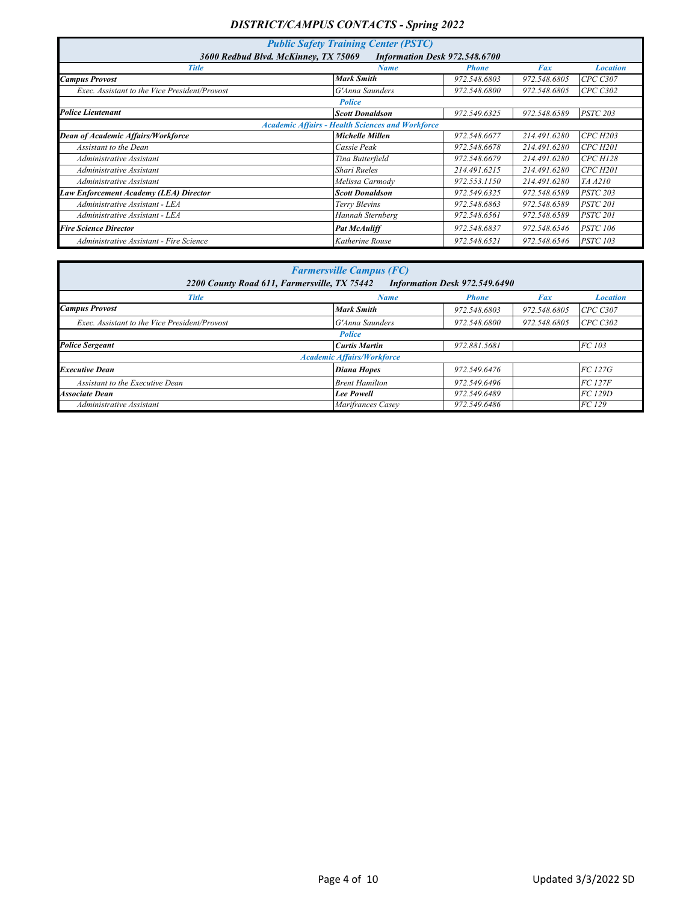# DISTRICT/CAMPUS CONTACTS - Spring 2022

## Public Safety Training Center (PSTC)

**3600 Redbud Blvd. McKinney, TX 75069 — Information Desk 972.548.6700**

| Title | Name | Phone | Fax | Location |
|---|---|---|---|---|
| **Campus Provost** | **Mark Smith** | 972.548.6803 | 972.548.6805 | CPC C307 |
| Exec. Assistant to the Vice President/Provost | G'Anna Saunders | 972.548.6800 | 972.548.6805 | CPC C302 |
| | **Police** | | | |
| **Police Lieutenant** | **Scott Donaldson** | 972.549.6325 | 972.548.6589 | PSTC 203 |
| | **Academic Affairs - Health Sciences and Workforce** | | | |
| **Dean of Academic Affairs/Workforce** | **Michelle Millen** | 972.548.6677 | 214.491.6280 | CPC H203 |
| Assistant to the Dean | Cassie Peak | 972.548.6678 | 214.491.6280 | CPC H201 |
| Administrative Assistant | Tina Butterfield | 972.548.6679 | 214.491.6280 | CPC H128 |
| Administrative Assistant | Shari Rueles | 214.491.6215 | 214.491.6280 | CPC H201 |
| Administrative Assistant | Melissa Carmody | 972.553.1150 | 214.491.6280 | TA A210 |
| **Law Enforcement Academy (LEA) Director** | **Scott Donaldson** | 972.549.6325 | 972.548.6589 | PSTC 203 |
| Administrative Assistant - LEA | Terry Blevins | 972.548.6863 | 972.548.6589 | PSTC 201 |
| Administrative Assistant - LEA | Hannah Sternberg | 972.548.6561 | 972.548.6589 | PSTC 201 |
| **Fire Science Director** | **Pat McAuliff** | 972.548.6837 | 972.548.6546 | PSTC 106 |
| Administrative Assistant - Fire Science | Katherine Rouse | 972.548.6521 | 972.548.6546 | PSTC 103 |

## Farmersville Campus (FC)

**2200 County Road 611, Farmersville, TX 75442 — Information Desk 972.549.6490**

| Title | Name | Phone | Fax | Location |
|---|---|---|---|---|
| **Campus Provost** | **Mark Smith** | 972.548.6803 | 972.548.6805 | CPC C307 |
| Exec. Assistant to the Vice President/Provost | G'Anna Saunders | 972.548.6800 | 972.548.6805 | CPC C302 |
| | **Police** | | | |
| **Police Sergeant** | **Curtis Martin** | 972.881.5681 | | FC 103 |
| | **Academic Affairs/Workforce** | | | |
| **Executive Dean** | **Diana Hopes** | 972.549.6476 | | FC 127G |
| Assistant to the Executive Dean | Brent Hamilton | 972.549.6496 | | FC 127F |
| **Associate Dean** | **Lee Powell** | 972.549.6489 | | FC 129D |
| Administrative Assistant | Marifrances Casey | 972.549.6486 | | FC 129 |

Updated 3/3/2022 SD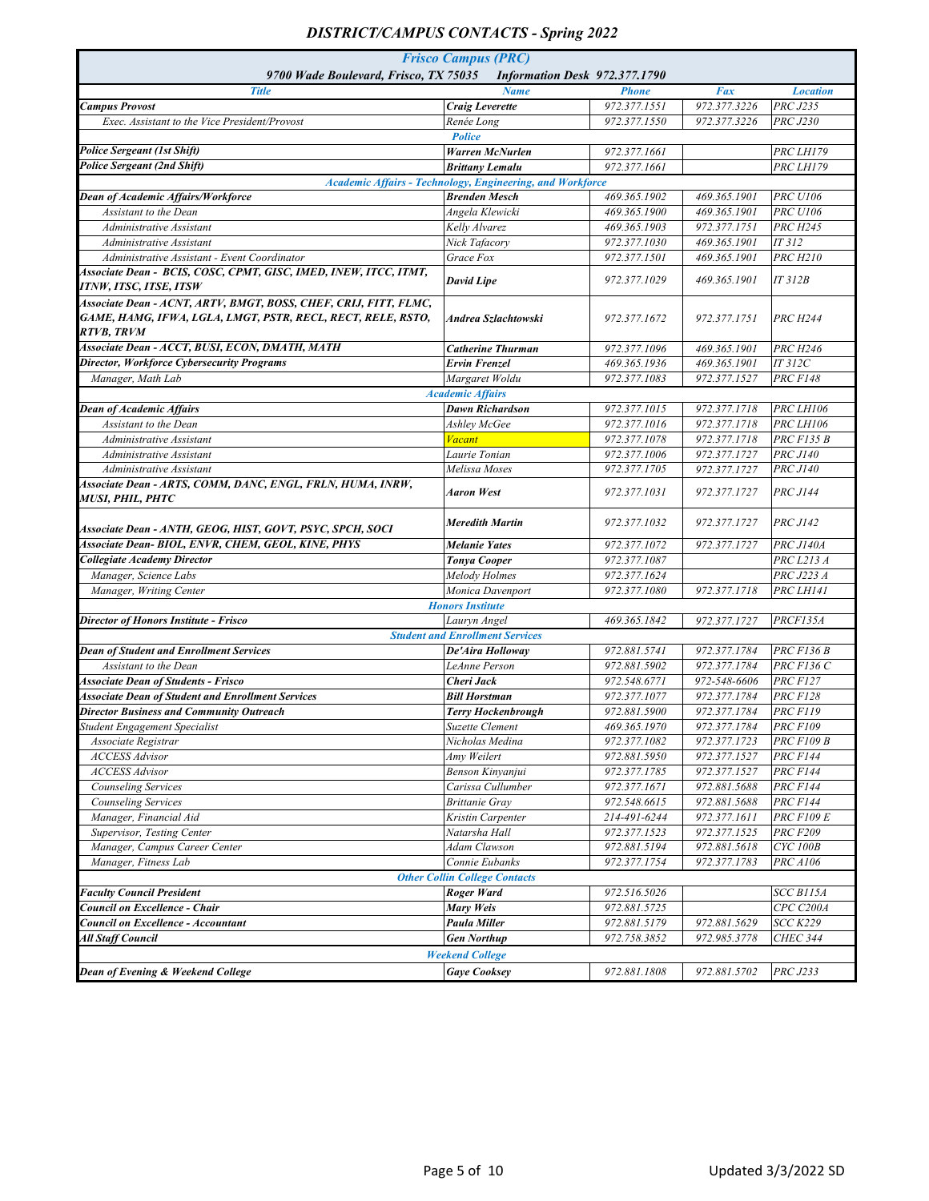# DISTRICT/CAMPUS CONTACTS - Spring 2022

| Frisco Campus (PRC) | | | | |
|---|---|---|---|---|
| 9700 Wade Boulevard, Frisco, TX 75035 Information Desk 972.377.1790 | | | | |
| **Title** | **Name** | **Phone** | **Fax** | **Location** |
| **Campus Provost** | **Craig Leverette** | 972.377.1551 | 972.377.3226 | PRC J235 |
| Exec. Assistant to the Vice President/Provost | Renée Long | 972.377.1550 | 972.377.3226 | PRC J230 |
| | **Police** | | | |
| **Police Sergeant (1st Shift)** | **Warren McNurlen** | 972.377.1661 | | PRC LH179 |
| **Police Sergeant (2nd Shift)** | **Brittany Lemalu** | 972.377.1661 | | PRC LH179 |
| | **Academic Affairs - Technology, Engineering, and Workforce** | | | |
| **Dean of Academic Affairs/Workforce** | **Brenden Mesch** | 469.365.1902 | 469.365.1901 | PRC U106 |
| Assistant to the Dean | Angela Klewicki | 469.365.1900 | 469.365.1901 | PRC U106 |
| Administrative Assistant | Kelly Alvarez | 469.365.1903 | 972.377.1751 | PRC H245 |
| Administrative Assistant | Nick Tafacory | 972.377.1030 | 469.365.1901 | IT 312 |
| Administrative Assistant - Event Coordinator | Grace Fox | 972.377.1501 | 469.365.1901 | PRC H210 |
| **Associate Dean - BCIS, COSC, CPMT, GISC, IMED, INEW, ITCC, ITMT, ITNW, ITSC, ITSE, ITSW** | **David Lipe** | 972.377.1029 | 469.365.1901 | IT 312B |
| **Associate Dean - ACNT, ARTV, BMGT, BOSS, CHEF, CRIJ, FITT, FLMC, GAME, HAMG, IFWA, LGLA, LMGT, PSTR, RECL, RECT, RELE, RSTO, RTVB, TRVM** | **Andrea Szlachtowski** | 972.377.1672 | 972.377.1751 | PRC H244 |
| **Associate Dean - ACCT, BUSI, ECON, DMATH, MATH** | **Catherine Thurman** | 972.377.1096 | 469.365.1901 | PRC H246 |
| **Director, Workforce Cybersecurity Programs** | **Ervin Frenzel** | 469.365.1936 | 469.365.1901 | IT 312C |
| Manager, Math Lab | Margaret Woldu | 972.377.1083 | 972.377.1527 | PRC F148 |
| | **Academic Affairs** | | | |
| **Dean of Academic Affairs** | **Dawn Richardson** | 972.377.1015 | 972.377.1718 | PRC LH106 |
| Assistant to the Dean | Ashley McGee | 972.377.1016 | 972.377.1718 | PRC LH106 |
| Administrative Assistant | Vacant | 972.377.1078 | 972.377.1718 | PRC F135 B |
| Administrative Assistant | Laurie Tonian | 972.377.1006 | 972.377.1727 | PRC J140 |
| Administrative Assistant | Melissa Moses | 972.377.1705 | 972.377.1727 | PRC J140 |
| **Associate Dean - ARTS, COMM, DANC, ENGL, FRLN, HUMA, INRW, MUSI, PHIL, PHTC** | **Aaron West** | 972.377.1031 | 972.377.1727 | PRC J144 |
| **Associate Dean - ANTH, GEOG, HIST, GOVT, PSYC, SPCH, SOCI** | **Meredith Martin** | 972.377.1032 | 972.377.1727 | PRC J142 |
| **Associate Dean- BIOL, ENVR, CHEM, GEOL, KINE, PHYS** | **Melanie Yates** | 972.377.1072 | 972.377.1727 | PRC J140A |
| **Collegiate Academy Director** | **Tonya Cooper** | 972.377.1087 | | PRC L213 A |
| Manager, Science Labs | Melody Holmes | 972.377.1624 | | PRC J223 A |
| Manager, Writing Center | Monica Davenport | 972.377.1080 | 972.377.1718 | PRC LH141 |
| | **Honors Institute** | | | |
| **Director of Honors Institute - Frisco** | Lauryn Angel | 469.365.1842 | 972.377.1727 | PRCF135A |
| | **Student and Enrollment Services** | | | |
| **Dean of Student and Enrollment Services** | **De'Aira Holloway** | 972.881.5741 | 972.377.1784 | PRC F136 B |
| Assistant to the Dean | LeAnne Person | 972.881.5902 | 972.377.1784 | PRC F136 C |
| **Associate Dean of Students - Frisco** | **Cheri Jack** | 972.548.6771 | 972-548-6606 | PRC F127 |
| **Associate Dean of Student and Enrollment Services** | **Bill Horstman** | 972.377.1077 | 972.377.1784 | PRC F128 |
| **Director Business and Community Outreach** | **Terry Hockenbrough** | 972.881.5900 | 972.377.1784 | PRC F119 |
| Student Engagement Specialist | Suzette Clement | 469.365.1970 | 972.377.1784 | PRC F109 |
| Associate Registrar | Nicholas Medina | 972.377.1082 | 972.377.1723 | PRC F109 B |
| ACCESS Advisor | Amy Weilert | 972.881.5950 | 972.377.1527 | PRC F144 |
| ACCESS Advisor | Benson Kinyanjui | 972.377.1785 | 972.377.1527 | PRC F144 |
| Counseling Services | Carissa Cullumber | 972.377.1671 | 972.881.5688 | PRC F144 |
| Counseling Services | Brittanie Gray | 972.548.6615 | 972.881.5688 | PRC F144 |
| Manager, Financial Aid | Kristin Carpenter | 214-491-6244 | 972.377.1611 | PRC F109 E |
| Supervisor, Testing Center | Natarsha Hall | 972.377.1523 | 972.377.1525 | PRC F209 |
| Manager, Campus Career Center | Adam Clawson | 972.881.5194 | 972.881.5618 | CYC 100B |
| Manager, Fitness Lab | Connie Eubanks | 972.377.1754 | 972.377.1783 | PRC A106 |
| | **Other Collin College Contacts** | | | |
| **Faculty Council President** | **Roger Ward** | 972.516.5026 | | SCC B115A |
| **Council on Excellence - Chair** | **Mary Weis** | 972.881.5725 | | CPC C200A |
| **Council on Excellence - Accountant** | **Paula Miller** | 972.881.5179 | 972.881.5629 | SCC K229 |
| **All Staff Council** | **Gen Northup** | 972.758.3852 | 972.985.3778 | CHEC 344 |
| | **Weekend College** | | | |
| **Dean of Evening & Weekend College** | **Gaye Cooksey** | 972.881.1808 | 972.881.5702 | PRC J233 |

Updated 3/3/2022 SD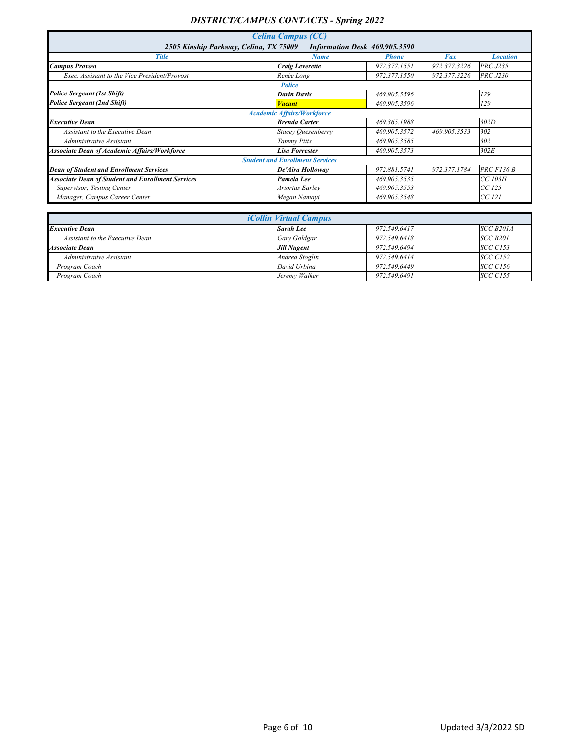# DISTRICT/CAMPUS CONTACTS - Spring 2022

## Celina Campus (CC)

**2505 Kinship Parkway, Celina, TX 75009 — Information Desk 469.905.3590**

| Title | Name | Phone | Fax | Location |
|---|---|---|---|---|
| **Campus Provost** | **Craig Leverette** | 972.377.1551 | 972.377.3226 | PRC J235 |
| Exec. Assistant to the Vice President/Provost | Renée Long | 972.377.1550 | 972.377.3226 | PRC J230 |
| | **Police** | | | |
| **Police Sergeant (1st Shift)** | **Darin Davis** | 469.905.3596 | | 129 |
| **Police Sergeant (2nd Shift)** | **Vacant** | 469.905.3596 | | 129 |
| | **Academic Affairs/Workforce** | | | |
| **Executive Dean** | **Brenda Carter** | 469.365.1988 | | 302D |
| Assistant to the Executive Dean | Stacey Quesenberry | 469.905.3572 | 469.905.3533 | 302 |
| Administrative Assistant | Tammy Pitts | 469.905.3585 | | 302 |
| **Associate Dean of Academic Affairs/Workforce** | **Lisa Forrester** | 469.905.3573 | | 302E |
| | **Student and Enrollment Services** | | | |
| **Dean of Student and Enrollment Services** | **De'Aira Holloway** | 972.881.5741 | 972.377.1784 | PRC F136 B |
| **Associate Dean of Student and Enrollment Services** | **Pamela Lee** | 469.905.3535 | | CC 103H |
| Supervisor, Testing Center | Artorias Earley | 469.905.3553 | | CC 125 |
| Manager, Campus Career Center | Megan Namayi | 469.905.3548 | | CC 121 |

## iCollin Virtual Campus

| Title | Name | Phone | Fax | Location |
|---|---|---|---|---|
| **Executive Dean** | **Sarah Lee** | 972.549.6417 | | SCC B201A |
| Assistant to the Executive Dean | Gary Goldgar | 972.549.6418 | | SCC B201 |
| **Associate Dean** | **Jill Nugent** | 972.549.6494 | | SCC C153 |
| Administrative Assistant | Andrea Stoglin | 972.549.6414 | | SCC C152 |
| Program Coach | David Urbina | 972.549.6449 | | SCC C156 |
| Program Coach | Jeremy Walker | 972.549.6491 | | SCC C155 |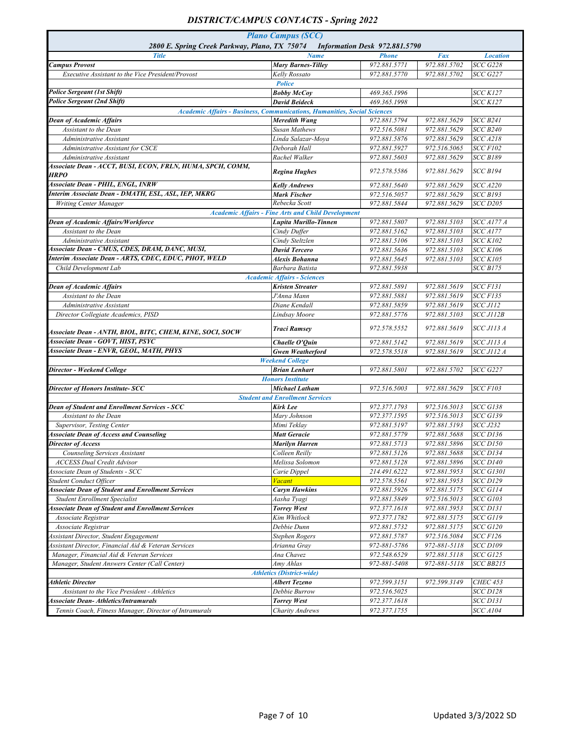# DISTRICT/CAMPUS CONTACTS - Spring 2022

| Plano Campus (SCC) | | | | |
|---|---|---|---|---|
| 2800 E. Spring Creek Parkway, Plano, TX 75074 Information Desk 972.881.5790 | | | | |
| **Title** | **Name** | **Phone** | **Fax** | **Location** |
| **Campus Provost** | **Mary Barnes-Tilley** | 972.881.5771 | 972.881.5702 | SCC G228 |
| Executive Assistant to the Vice President/Provost | Kelly Rossato | 972.881.5770 | 972.881.5702 | SCC G227 |
| | **Police** | | | |
| **Police Sergeant (1st Shift)** | **Bobby McCoy** | 469.365.1996 | | SCC K127 |
| **Police Sergeant (2nd Shift)** | **David Beideck** | 469.365.1998 | | SCC K127 |
| | **Academic Affairs - Business, Communications, Humanities, Social Sciences** | | | |
| **Dean of Academic Affairs** | **Meredith Wang** | 972.881.5794 | 972.881.5629 | SCC B241 |
| Assistant to the Dean | Susan Mathews | 972.516.5081 | 972.881.5629 | SCC B240 |
| Administrative Assistant | Linda Salazar-Moya | 972.881.5876 | 972.881.5629 | SCC A218 |
| Administrative Assistant for CSCE | Deborah Hall | 972.881.5927 | 972.516.5065 | SCC F102 |
| Administrative Assistant | Rachel Walker | 972.881.5603 | 972.881.5629 | SCC B189 |
| **Associate Dean - ACCT, BUSI, ECON, FRLN, HUMA, SPCH, COMM, HRPO** | **Regina Hughes** | 972.578.5586 | 972.881.5629 | SCC B194 |
| **Associate Dean - PHIL, ENGL, INRW** | **Kelly Andrews** | 972.881.5640 | 972.881.5629 | SCC A220 |
| **Interim Associate Dean - DMATH, ESL, ASL, IEP, MKRG** | **Mark Fischer** | 972.516.5057 | 972.881.5629 | SCC B193 |
| Writing Center Manager | Rebecka Scott | 972.881.5844 | 972.881.5629 | SCC D205 |
| | **Academic Affairs - Fine Arts and Child Development** | | | |
| **Dean of Academic Affairs/Workforce** | **Lupita Murillo-Tinnen** | 972.881.5807 | 972.881.5103 | SCC A177 A |
| Assistant to the Dean | Cindy Duffer | 972.881.5162 | 972.881.5103 | SCC A177 |
| Administrative Assistant | Cindy Stelzlen | 972.881.5106 | 972.881.5103 | SCC K102 |
| **Associate Dean - CMUS, CDES, DRAM, DANC, MUSI,** | **David Tercero** | 972.881.5636 | 972.881.5103 | SCC K106 |
| **Interim Associate Dean - ARTS, CDEC, EDUC, PHOT, WELD** | **Alexis Bohanna** | 972.881.5645 | 972.881.5103 | SCC K105 |
| Child Development Lab | Barbara Batista | 972.881.5938 | | SCC B175 |
| | **Academic Affairs - Sciences** | | | |
| **Dean of Academic Affairs** | **Kristen Streater** | 972.881.5891 | 972.881.5619 | SCC F131 |
| Assistant to the Dean | J'Anna Mann | 972.881.5881 | 972.881.5619 | SCC F135 |
| Administrative Assistant | Diane Kendall | 972.881.5859 | 972.881.5619 | SCC J112 |
| Director Collegiate Academics, PISD | Lindsay Moore | 972.881.5776 | 972.881.5103 | SCC J112B |
| **Associate Dean - ANTH, BIOL, BITC, CHEM, KINE, SOCI, SOCW** | **Traci Ramsey** | 972.578.5552 | 972.881.5619 | SCC J113 A |
| **Associate Dean - GOVT, HIST, PSYC** | **Chaelle O'Quin** | 972.881.5142 | 972.881.5619 | SCC J113 A |
| **Associate Dean - ENVR, GEOL, MATH, PHYS** | **Gwen Weatherford** | 972.578.5518 | 972.881.5619 | SCC J112 A |
| | **Weekend College** | | | |
| **Director - Weekend College** | **Brian Lenhart** | 972.881.5801 | 972.881.5702 | SCC G227 |
| | **Honors Institute** | | | |
| **Director of Honors Institute- SCC** | **Michael Latham** | 972.516.5003 | 972.881.5629 | SCC F103 |
| | **Student and Enrollment Services** | | | |
| **Dean of Student and Enrollment Services - SCC** | **Kirk Lee** | 972.377.1793 | 972.516.5013 | SCC G138 |
| Assistant to the Dean | Mary Johnson | 972.377.1595 | 972.516.5013 | SCC G139 |
| Supervisor, Testing Center | Mimi Teklay | 972.881.5197 | 972.881.5193 | SCC J232 |
| **Associate Dean of Access and Counseling** | **Matt Geracie** | 972.881.5779 | 972.881.5688 | SCC D136 |
| **Director of Access** | **Marilyn Harren** | 972.881.5713 | 972.881.5896 | SCC D150 |
| Counseling Services Assistant | Colleen Reilly | 972.881.5126 | 972.881.5688 | SCC D134 |
| ACCESS Dual Credit Advisor | Melissa Solomon | 972.881.5128 | 972.881.5896 | SCC D140 |
| Associate Dean of Students - SCC | Carie Dippel | 214.491.6222 | 972.881.5953 | SCC G1301 |
| Student Conduct Officer | Vacant | 972.578.5561 | 972.881.5953 | SCC D129 |
| **Associate Dean of Student and Enrollment Services** | **Caryn Hawkins** | 972.881.5926 | 972.881.5175 | SCC G114 |
| Student Enrollment Specialist | Aasha Tyagi | 972.881.5849 | 972.516.5013 | SCC G103 |
| **Associate Dean of Student and Enrollment Services** | **Torrey West** | 972.377.1618 | 972.881.5953 | SCC D131 |
| Associate Registrar | Kim Whitlock | 972.377.1782 | 972.881.5175 | SCC G119 |
| Associate Registrar | Debbie Dunn | 972.881.5732 | 972.881.5175 | SCC G120 |
| Assistant Director, Student Engagement | Stephen Rogers | 972.881.5787 | 972.516.5084 | SCC F126 |
| Assistant Director, Financial Aid & Veteran Services | Arianna Gray | 972-881-5786 | 972-881-5118 | SCC D109 |
| Manager, Financial Aid & Veteran Services | Ana Chavez | 972.548.6529 | 972.881.5118 | SCC G125 |
| Manager, Student Answers Center (Call Center) | Amy Ahlas | 972-881-5408 | 972-881-5118 | SCC BB215 |
| | **Athletics (District-wide)** | | | |
| **Athletic Director** | **Albert Tezeno** | 972.599.3151 | 972.599.3149 | CHEC 453 |
| Assistant to the Vice President - Athletics | Debbie Burrow | 972.516.5025 | | SCC D128 |
| **Associate Dean- Athletics/Intramurals** | **Torrey West** | 972.377.1618 | | SCC D131 |
| Tennis Coach, Fitness Manager, Director of Intramurals | Charity Andrews | 972.377.1755 | | SCC A104 |

Updated 3/3/2022 SD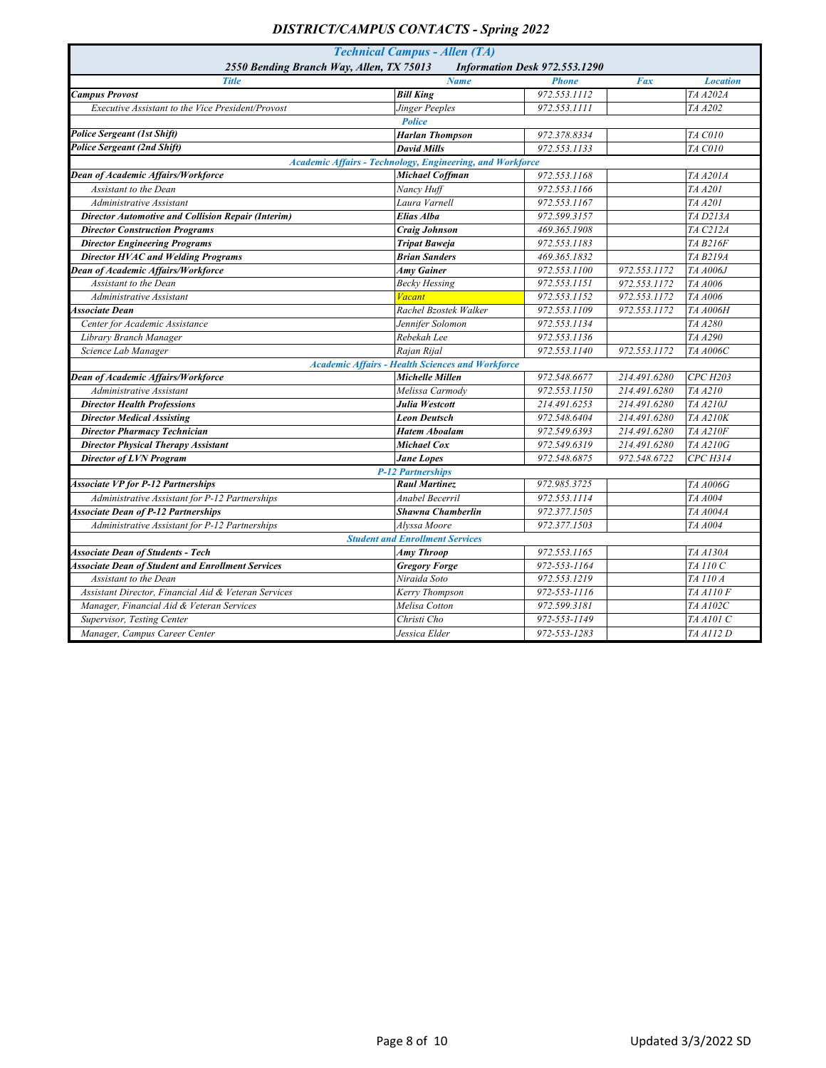# DISTRICT/CAMPUS CONTACTS - Spring 2022

| Technical Campus - Allen (TA) | | | | |
|---|---|---|---|---|
| 2550 Bending Branch Way, Allen, TX 75013 | | Information Desk 972.553.1290 | | |
| **Title** | **Name** | **Phone** | **Fax** | **Location** |
| **Campus Provost** | **Bill King** | 972.553.1112 | | TA A202A |
| Executive Assistant to the Vice President/Provost | Jinger Peeples | 972.553.1111 | | TA A202 |
| | **Police** | | | |
| **Police Sergeant (1st Shift)** | **Harlan Thompson** | 972.378.8334 | | TA C010 |
| **Police Sergeant (2nd Shift)** | **David Mills** | 972.553.1133 | | TA C010 |
| | **Academic Affairs - Technology, Engineering, and Workforce** | | | |
| **Dean of Academic Affairs/Workforce** | **Michael Coffman** | 972.553.1168 | | TA A201A |
| Assistant to the Dean | Nancy Huff | 972.553.1166 | | TA A201 |
| Administrative Assistant | Laura Varnell | 972.553.1167 | | TA A201 |
| **Director Automotive and Collision Repair (Interim)** | **Elias Alba** | 972.599.3157 | | TA D213A |
| **Director Construction Programs** | **Craig Johnson** | 469.365.1908 | | TA C212A |
| **Director Engineering Programs** | **Tripat Baweja** | 972.553.1183 | | TA B216F |
| **Director HVAC and Welding Programs** | **Brian Sanders** | 469.365.1832 | | TA B219A |
| **Dean of Academic Affairs/Workforce** | **Amy Gainer** | 972.553.1100 | 972.553.1172 | TA A006J |
| Assistant to the Dean | Becky Hessing | 972.553.1151 | 972.553.1172 | TA A006 |
| Administrative Assistant | Vacant | 972.553.1152 | 972.553.1172 | TA A006 |
| **Associate Dean** | Rachel Bzostek Walker | 972.553.1109 | 972.553.1172 | TA A006H |
| Center for Academic Assistance | Jennifer Solomon | 972.553.1134 | | TA A280 |
| Library Branch Manager | Rebekah Lee | 972.553.1136 | | TA A290 |
| Science Lab Manager | Rajan Rijal | 972.553.1140 | 972.553.1172 | TA A006C |
| | **Academic Affairs - Health Sciences and Workforce** | | | |
| **Dean of Academic Affairs/Workforce** | **Michelle Millen** | 972.548.6677 | 214.491.6280 | CPC H203 |
| Administrative Assistant | Melissa Carmody | 972.553.1150 | 214.491.6280 | TA A210 |
| **Director Health Professions** | **Julia Westcott** | 214.491.6253 | 214.491.6280 | TA A210J |
| **Director Medical Assisting** | **Leon Deutsch** | 972.548.6404 | 214.491.6280 | TA A210K |
| **Director Pharmacy Technician** | **Hatem Aboalam** | 972.549.6393 | 214.491.6280 | TA A210F |
| **Director Physical Therapy Assistant** | **Michael Cox** | 972.549.6319 | 214.491.6280 | TA A210G |
| **Director of LVN Program** | **Jane Lopes** | 972.548.6875 | 972.548.6722 | CPC H314 |
| | **P-12 Partnerships** | | | |
| **Associate VP for P-12 Partnerships** | **Raul Martinez** | 972.985.3725 | | TA A006G |
| Administrative Assistant for P-12 Partnerships | Anabel Becerril | 972.553.1114 | | TA A004 |
| **Associate Dean of P-12 Partnerships** | **Shawna Chamberlin** | 972.377.1505 | | TA A004A |
| Administrative Assistant for P-12 Partnerships | Alyssa Moore | 972.377.1503 | | TA A004 |
| | **Student and Enrollment Services** | | | |
| **Associate Dean of Students - Tech** | **Amy Throop** | 972.553.1165 | | TA A130A |
| **Associate Dean of Student and Enrollment Services** | **Gregory Forge** | 972-553-1164 | | TA 110 C |
| Assistant to the Dean | Niraida Soto | 972.553.1219 | | TA 110 A |
| Assistant Director, Financial Aid & Veteran Services | Kerry Thompson | 972-553-1116 | | TA A110 F |
| Manager, Financial Aid & Veteran Services | Melisa Cotton | 972.599.3181 | | TA A102C |
| Supervisor, Testing Center | Christi Cho | 972-553-1149 | | TA A101 C |
| Manager, Campus Career Center | Jessica Elder | 972-553-1283 | | TA A112 D |

Updated 3/3/2022 SD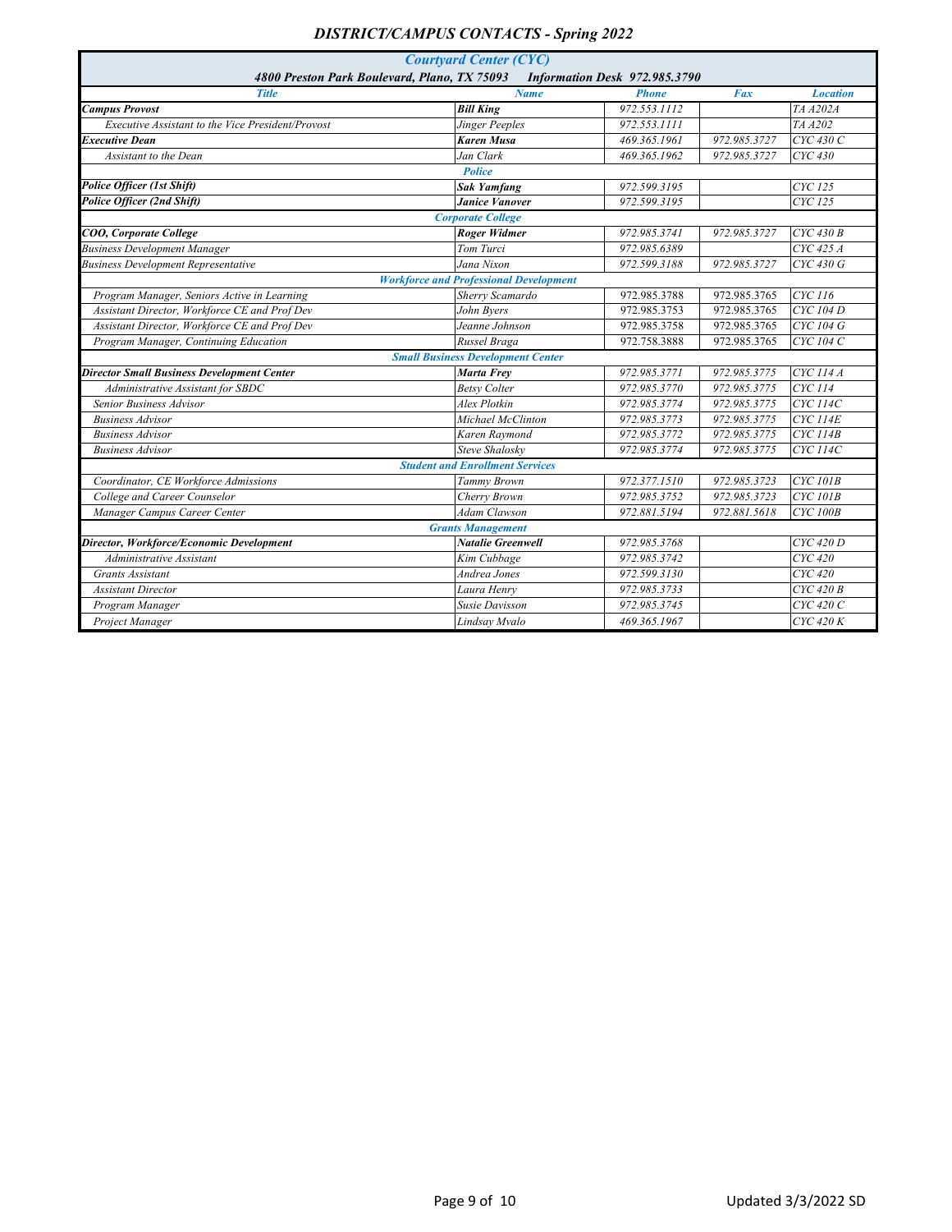# DISTRICT/CAMPUS CONTACTS - Spring 2022

## Courtyard Center (CYC)

**4800 Preston Park Boulevard, Plano, TX 75093 — Information Desk 972.985.3790**

| Title | Name | Phone | Fax | Location |
|---|---|---|---|---|
| **Campus Provost** | **Bill King** | 972.553.1112 | | TA A202A |
| Executive Assistant to the Vice President/Provost | Jinger Peeples | 972.553.1111 | | TA A202 |
| **Executive Dean** | **Karen Musa** | 469.365.1961 | 972.985.3727 | CYC 430 C |
| Assistant to the Dean | Jan Clark | 469.365.1962 | 972.985.3727 | CYC 430 |
| | **Police** | | | |
| **Police Officer (1st Shift)** | **Sak Yamfang** | 972.599.3195 | | CYC 125 |
| **Police Officer (2nd Shift)** | **Janice Vanover** | 972.599.3195 | | CYC 125 |
| | **Corporate College** | | | |
| **COO, Corporate College** | **Roger Widmer** | 972.985.3741 | 972.985.3727 | CYC 430 B |
| Business Development Manager | Tom Turci | 972.985.6389 | | CYC 425 A |
| Business Development Representative | Jana Nixon | 972.599.3188 | 972.985.3727 | CYC 430 G |
| | **Workforce and Professional Development** | | | |
| Program Manager, Seniors Active in Learning | Sherry Scamardo | 972.985.3788 | 972.985.3765 | CYC 116 |
| Assistant Director, Workforce CE and Prof Dev | John Byers | 972.985.3753 | 972.985.3765 | CYC 104 D |
| Assistant Director, Workforce CE and Prof Dev | Jeanne Johnson | 972.985.3758 | 972.985.3765 | CYC 104 G |
| Program Manager, Continuing Education | Russel Braga | 972.758.3888 | 972.985.3765 | CYC 104 C |
| | **Small Business Development Center** | | | |
| **Director Small Business Development Center** | **Marta Frey** | 972.985.3771 | 972.985.3775 | CYC 114 A |
| Administrative Assistant for SBDC | Betsy Colter | 972.985.3770 | 972.985.3775 | CYC 114 |
| Senior Business Advisor | Alex Plotkin | 972.985.3774 | 972.985.3775 | CYC 114C |
| Business Advisor | Michael McClinton | 972.985.3773 | 972.985.3775 | CYC 114E |
| Business Advisor | Karen Raymond | 972.985.3772 | 972.985.3775 | CYC 114B |
| Business Advisor | Steve Shalosky | 972.985.3774 | 972.985.3775 | CYC 114C |
| | **Student and Enrollment Services** | | | |
| Coordinator, CE Workforce Admissions | Tammy Brown | 972.377.1510 | 972.985.3723 | CYC 101B |
| College and Career Counselor | Cherry Brown | 972.985.3752 | 972.985.3723 | CYC 101B |
| Manager Campus Career Center | Adam Clawson | 972.881.5194 | 972.881.5618 | CYC 100B |
| | **Grants Management** | | | |
| **Director, Workforce/Economic Development** | **Natalie Greenwell** | 972.985.3768 | | CYC 420 D |
| Administrative Assistant | Kim Cubbage | 972.985.3742 | | CYC 420 |
| Grants Assistant | Andrea Jones | 972.599.3130 | | CYC 420 |
| Assistant Director | Laura Henry | 972.985.3733 | | CYC 420 B |
| Program Manager | Susie Davisson | 972.985.3745 | | CYC 420 C |
| Project Manager | Lindsay Mvalo | 469.365.1967 | | CYC 420 K |

Updated 3/3/2022 SD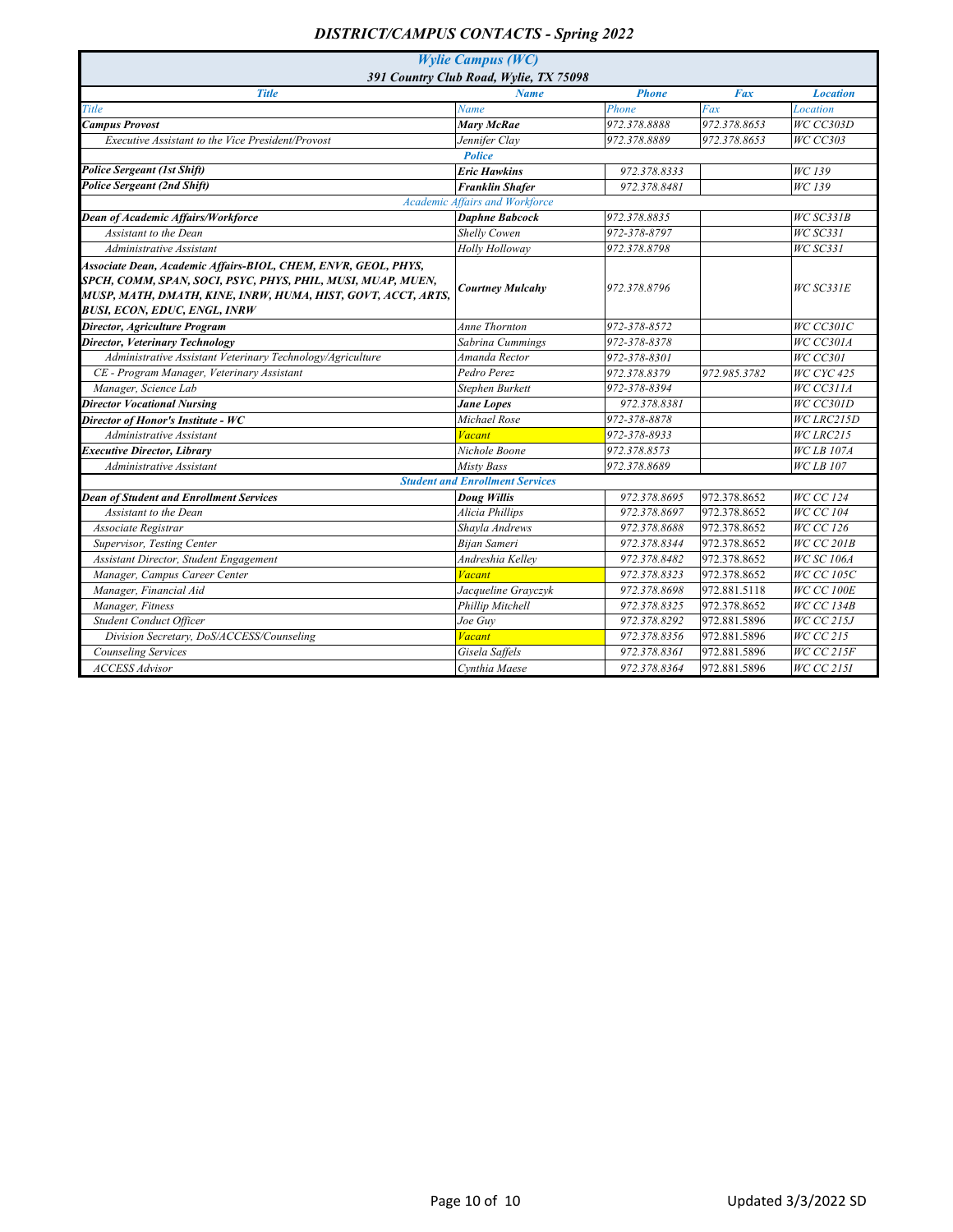## DISTRICT/CAMPUS CONTACTS - Spring 2022

| Wylie Campus (WC) 391 Country Club Road, Wylie, TX 75098 | | | | |
|---|---|---|---|---|
| **Title** | **Name** | **Phone** | **Fax** | **Location** |
| Title | Name | Phone | Fax | Location |
| **Campus Provost** | **Mary McRae** | 972.378.8888 | 972.378.8653 | WC CC303D |
| Executive Assistant to the Vice President/Provost | Jennifer Clay | 972.378.8889 | 972.378.8653 | WC CC303 |
| | **Police** | | | |
| **Police Sergeant (1st Shift)** | **Eric Hawkins** | 972.378.8333 | | WC 139 |
| **Police Sergeant (2nd Shift)** | **Franklin Shafer** | 972.378.8481 | | WC 139 |
| | Academic Affairs and Workforce | | | |
| **Dean of Academic Affairs/Workforce** | **Daphne Babcock** | 972.378.8835 | | WC SC331B |
| Assistant to the Dean | Shelly Cowen | 972-378-8797 | | WC SC331 |
| Administrative Assistant | Holly Holloway | 972.378.8798 | | WC SC331 |
| **Associate Dean, Academic Affairs-BIOL, CHEM, ENVR, GEOL, PHYS, SPCH, COMM, SPAN, SOCI, PSYC, PHYS, PHIL, MUSI, MUAP, MUEN, MUSP, MATH, DMATH, KINE, INRW, HUMA, HIST, GOVT, ACCT, ARTS, BUSI, ECON, EDUC, ENGL, INRW** | **Courtney Mulcahy** | 972.378.8796 | | WC SC331E |
| **Director, Agriculture Program** | Anne Thornton | 972-378-8572 | | WC CC301C |
| **Director, Veterinary Technology** | Sabrina Cummings | 972-378-8378 | | WC CC301A |
| Administrative Assistant Veterinary Technology/Agriculture | Amanda Rector | 972-378-8301 | | WC CC301 |
| CE - Program Manager, Veterinary Assistant | Pedro Perez | 972.378.8379 | 972.985.3782 | WC CYC 425 |
| Manager, Science Lab | Stephen Burkett | 972-378-8394 | | WC CC311A |
| **Director Vocational Nursing** | **Jane Lopes** | 972.378.8381 | | WC CC301D |
| **Director of Honor's Institute - WC** | Michael Rose | 972-378-8878 | | WC LRC215D |
| Administrative Assistant | Vacant | 972-378-8933 | | WC LRC215 |
| **Executive Director, Library** | Nichole Boone | 972.378.8573 | | WC LB 107A |
| Administrative Assistant | Misty Bass | 972.378.8689 | | WC LB 107 |
| | **Student and Enrollment Services** | | | |
| **Dean of Student and Enrollment Services** | **Doug Willis** | 972.378.8695 | 972.378.8652 | WC CC 124 |
| Assistant to the Dean | Alicia Phillips | 972.378.8697 | 972.378.8652 | WC CC 104 |
| Associate Registrar | Shayla Andrews | 972.378.8688 | 972.378.8652 | WC CC 126 |
| Supervisor, Testing Center | Bijan Sameri | 972.378.8344 | 972.378.8652 | WC CC 201B |
| Assistant Director, Student Engagement | Andreshia Kelley | 972.378.8482 | 972.378.8652 | WC SC 106A |
| Manager, Campus Career Center | Vacant | 972.378.8323 | 972.378.8652 | WC CC 105C |
| Manager, Financial Aid | Jacqueline Grayczyk | 972.378.8698 | 972.881.5118 | WC CC 100E |
| Manager, Fitness | Phillip Mitchell | 972.378.8325 | 972.378.8652 | WC CC 134B |
| Student Conduct Officer | Joe Guy | 972.378.8292 | 972.881.5896 | WC CC 215J |
| Division Secretary, DoS/ACCESS/Counseling | Vacant | 972.378.8356 | 972.881.5896 | WC CC 215 |
| Counseling Services | Gisela Saffels | 972.378.8361 | 972.881.5896 | WC CC 215F |
| ACCESS Advisor | Cynthia Maese | 972.378.8364 | 972.881.5896 | WC CC 215I |

Updated 3/3/2022 SD